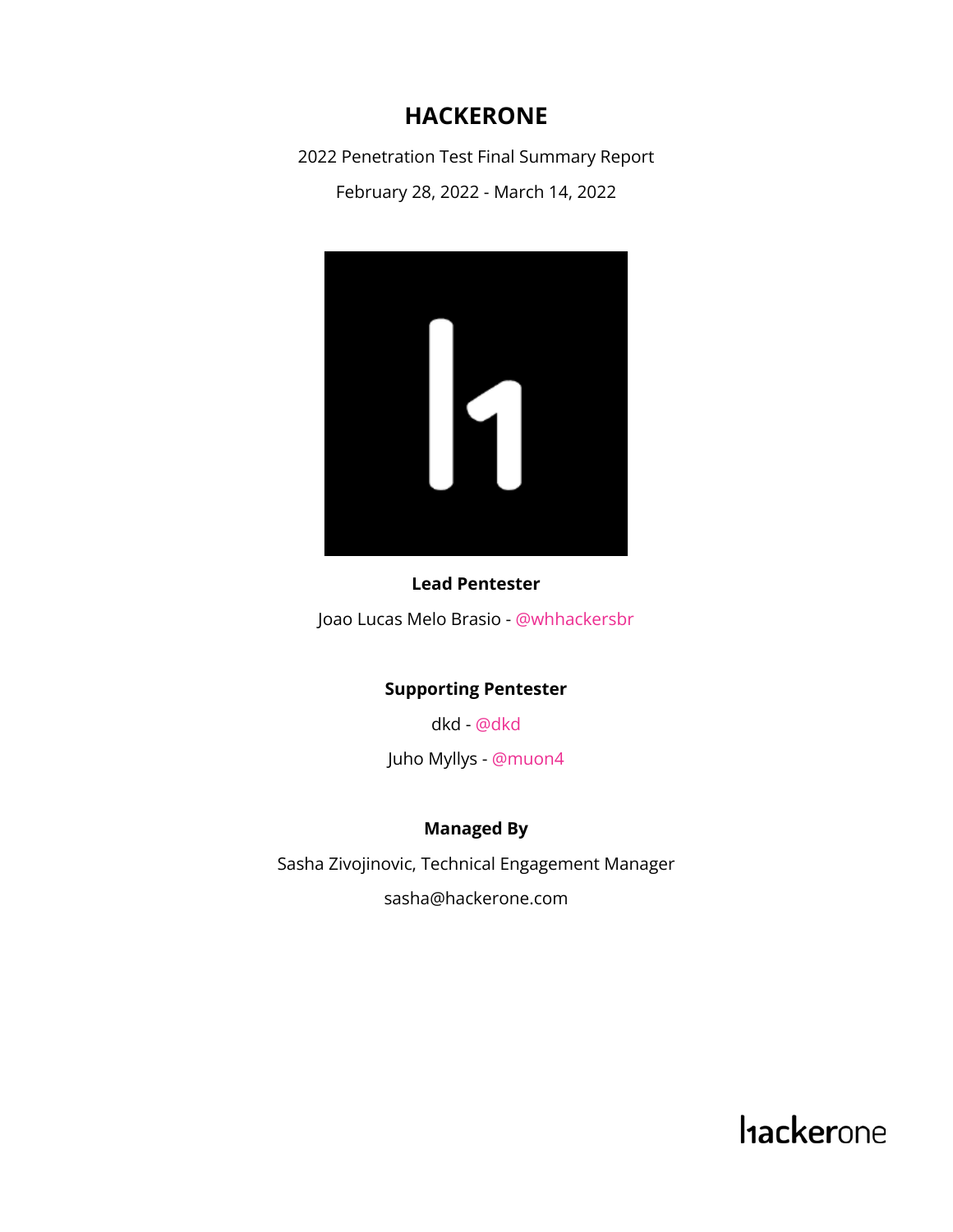# HACKERONE

2022 Penetration Test Final Summary Report

February 28, 2022 - March 14, 2022

**Lead Pentester**

Joao Lucas Melo Brasio - @whhackersbr

**Supporting Pentester**

dkd - @dkd

Juho Myllys - @muon4

**Managed By**

Sasha Zivojinovic, Technical Engagement Manager

sasha@hackerone.com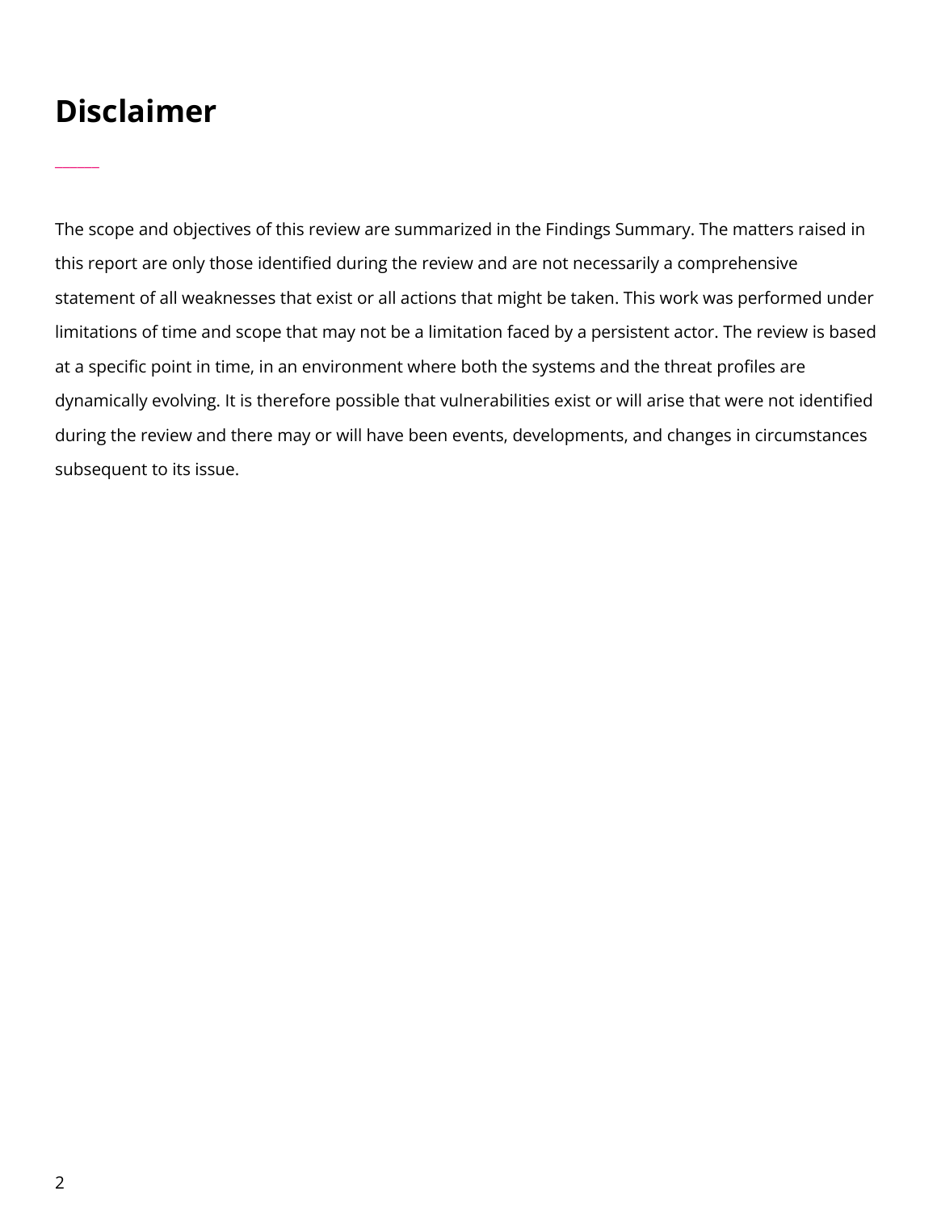# Disclaimer

The scope and objectives of this review are summarized in the Findings Summary. The matters raised in this report are only those identified during the review and are not necessarily a comprehensive statement of all weaknesses that exist or all actions that might be taken. This work was performed under limitations of time and scope that may not be a limitation faced by a persistent actor. The review is based at a specific point in time, in an environment where both the systems and the threat profiles are dynamically evolving. It is therefore possible that vulnerabilities exist or will arise that were not identified during the review and there may or will have been events, developments, and changes in circumstances subsequent to its issue.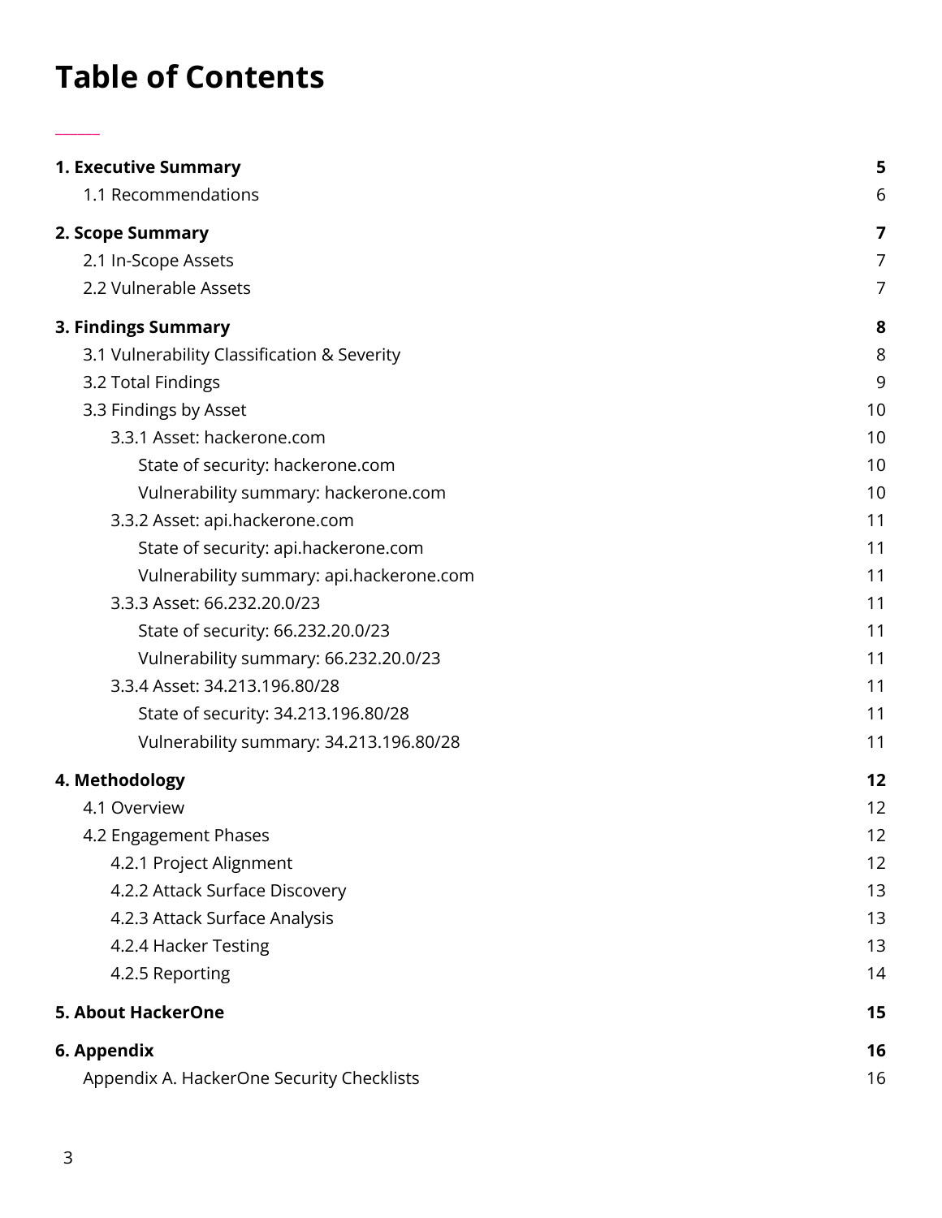# Table of Contents

| | |
|---|---|
| **1. Executive Summary** | **5** |
| 1.1 Recommendations | 6 |
| **2. Scope Summary** | **7** |
| 2.1 In-Scope Assets | 7 |
| 2.2 Vulnerable Assets | 7 |
| **3. Findings Summary** | **8** |
| 3.1 Vulnerability Classification & Severity | 8 |
| 3.2 Total Findings | 9 |
| 3.3 Findings by Asset | 10 |
| 3.3.1 Asset: hackerone.com | 10 |
| State of security: hackerone.com | 10 |
| Vulnerability summary: hackerone.com | 10 |
| 3.3.2 Asset: api.hackerone.com | 11 |
| State of security: api.hackerone.com | 11 |
| Vulnerability summary: api.hackerone.com | 11 |
| 3.3.3 Asset: 66.232.20.0/23 | 11 |
| State of security: 66.232.20.0/23 | 11 |
| Vulnerability summary: 66.232.20.0/23 | 11 |
| 3.3.4 Asset: 34.213.196.80/28 | 11 |
| State of security: 34.213.196.80/28 | 11 |
| Vulnerability summary: 34.213.196.80/28 | 11 |
| **4. Methodology** | **12** |
| 4.1 Overview | 12 |
| 4.2 Engagement Phases | 12 |
| 4.2.1 Project Alignment | 12 |
| 4.2.2 Attack Surface Discovery | 13 |
| 4.2.3 Attack Surface Analysis | 13 |
| 4.2.4 Hacker Testing | 13 |
| 4.2.5 Reporting | 14 |
| **5. About HackerOne** | **15** |
| **6. Appendix** | **16** |
| Appendix A. HackerOne Security Checklists | 16 |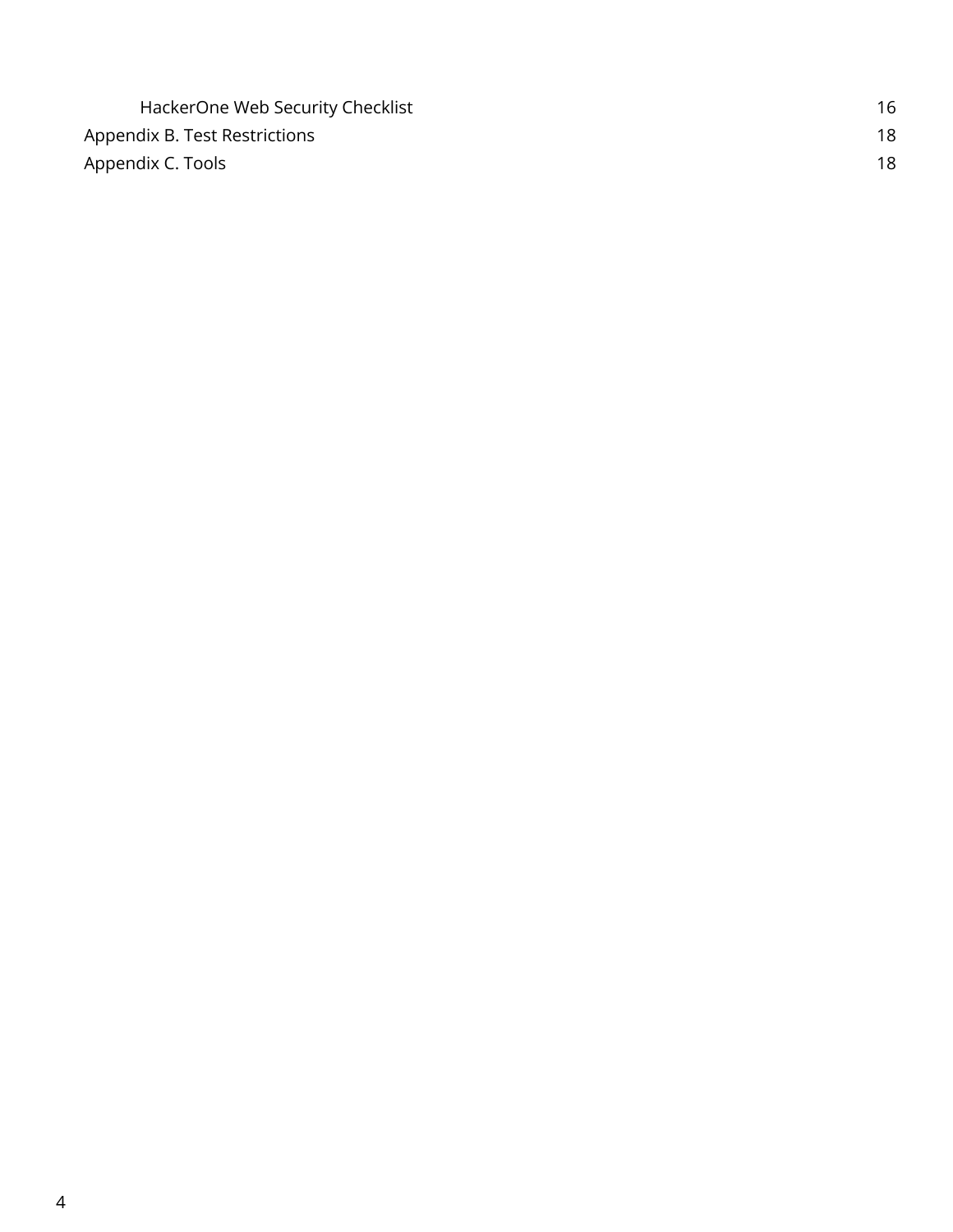- HackerOne Web Security Checklist 16

Appendix B. Test Restrictions 18

Appendix C. Tools 18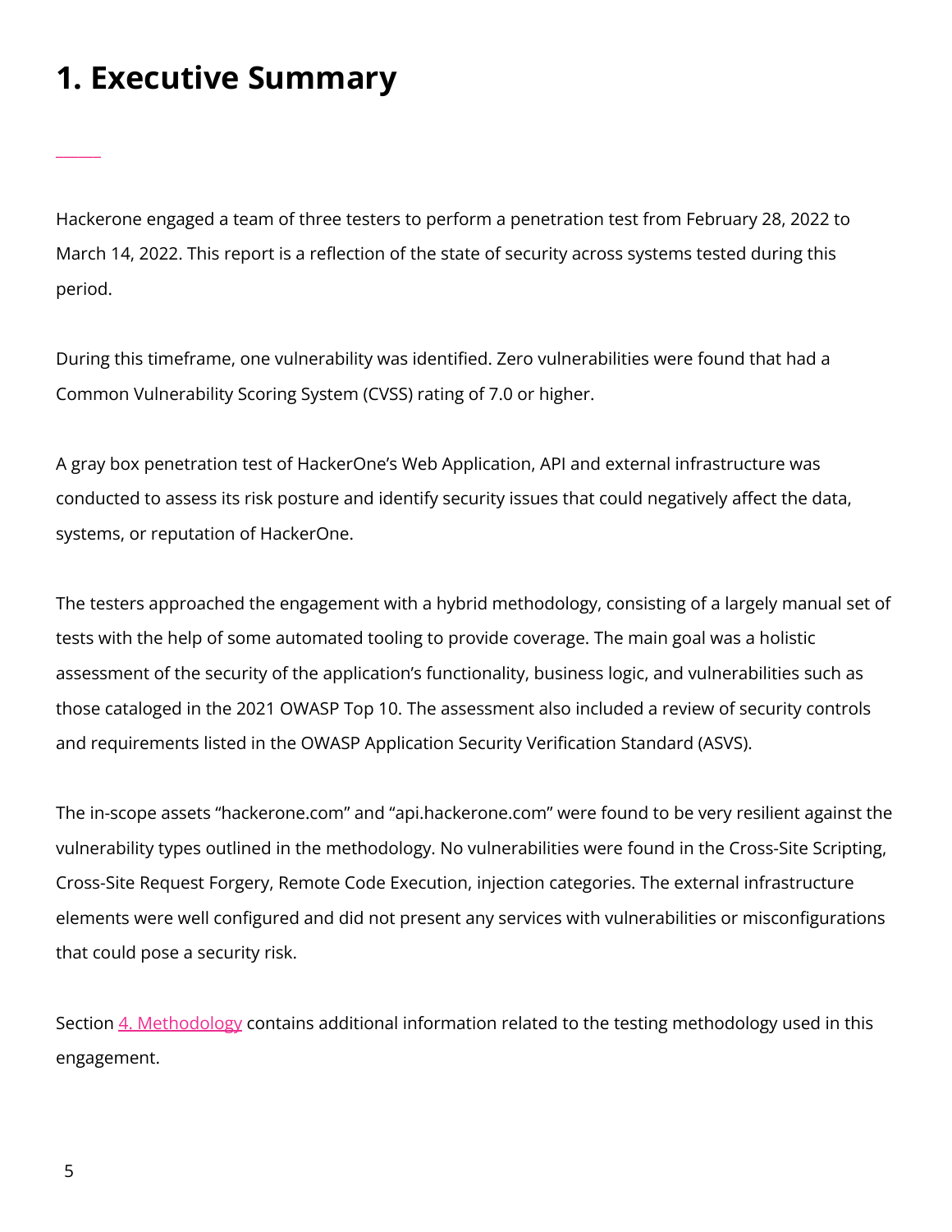# 1. Executive Summary

Hackerone engaged a team of three testers to perform a penetration test from February 28, 2022 to March 14, 2022. This report is a reflection of the state of security across systems tested during this period.

During this timeframe, one vulnerability was identified. Zero vulnerabilities were found that had a Common Vulnerability Scoring System (CVSS) rating of 7.0 or higher.

A gray box penetration test of HackerOne's Web Application, API and external infrastructure was conducted to assess its risk posture and identify security issues that could negatively affect the data, systems, or reputation of HackerOne.

The testers approached the engagement with a hybrid methodology, consisting of a largely manual set of tests with the help of some automated tooling to provide coverage. The main goal was a holistic assessment of the security of the application's functionality, business logic, and vulnerabilities such as those cataloged in the 2021 OWASP Top 10. The assessment also included a review of security controls and requirements listed in the OWASP Application Security Verification Standard (ASVS).

The in-scope assets "hackerone.com" and "api.hackerone.com" were found to be very resilient against the vulnerability types outlined in the methodology. No vulnerabilities were found in the Cross-Site Scripting, Cross-Site Request Forgery, Remote Code Execution, injection categories. The external infrastructure elements were well configured and did not present any services with vulnerabilities or misconfigurations that could pose a security risk.

Section 4. Methodology contains additional information related to the testing methodology used in this engagement.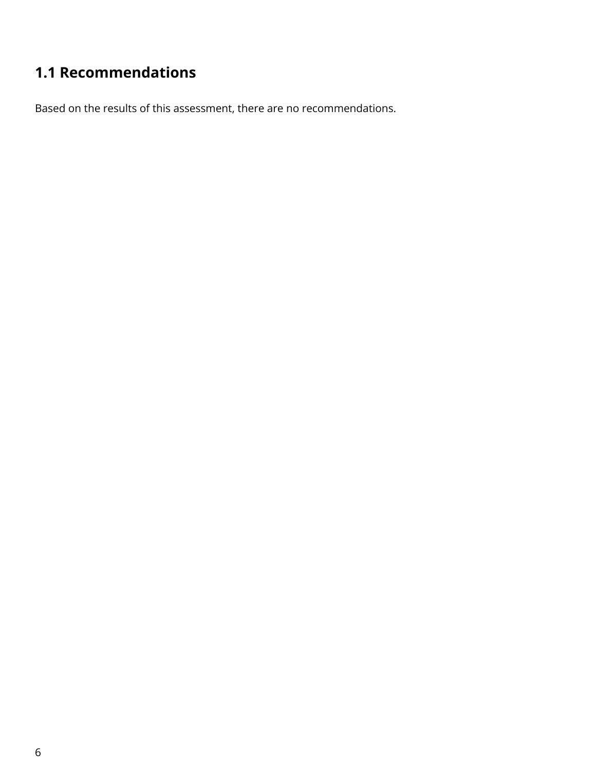## 1.1 Recommendations

Based on the results of this assessment, there are no recommendations.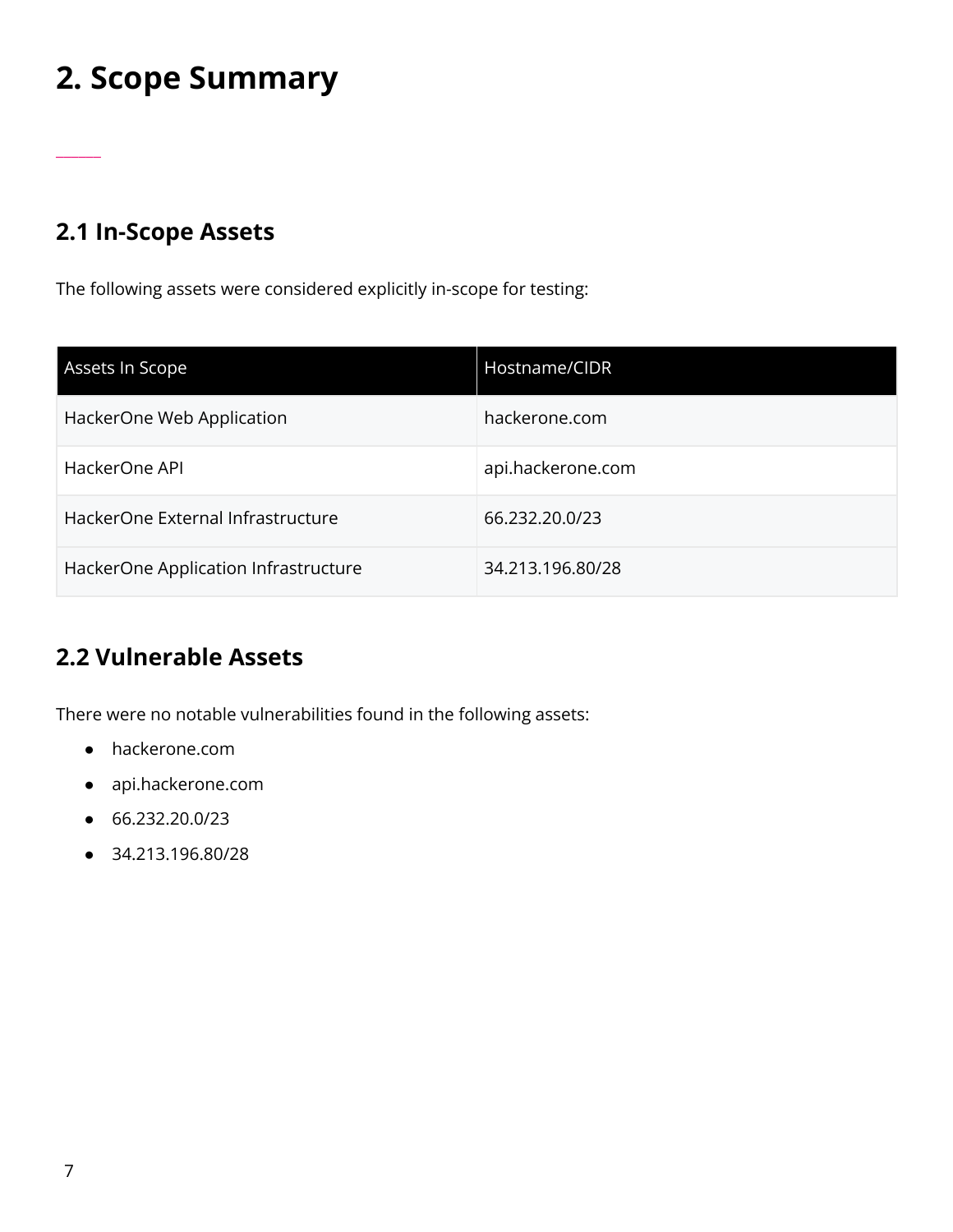# 2. Scope Summary

## 2.1 In-Scope Assets

The following assets were considered explicitly in-scope for testing:

| Assets In Scope | Hostname/CIDR |
|---|---|
| HackerOne Web Application | hackerone.com |
| HackerOne API | api.hackerone.com |
| HackerOne External Infrastructure | 66.232.20.0/23 |
| HackerOne Application Infrastructure | 34.213.196.80/28 |

## 2.2 Vulnerable Assets

There were no notable vulnerabilities found in the following assets:

- hackerone.com
- api.hackerone.com
- 66.232.20.0/23
- 34.213.196.80/28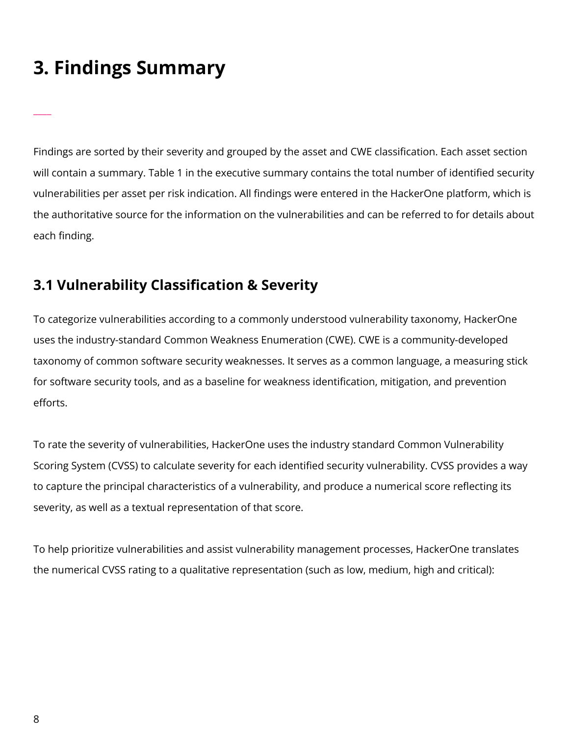# 3. Findings Summary

Findings are sorted by their severity and grouped by the asset and CWE classification. Each asset section will contain a summary. Table 1 in the executive summary contains the total number of identified security vulnerabilities per asset per risk indication. All findings were entered in the HackerOne platform, which is the authoritative source for the information on the vulnerabilities and can be referred to for details about each finding.

## 3.1 Vulnerability Classification & Severity

To categorize vulnerabilities according to a commonly understood vulnerability taxonomy, HackerOne uses the industry-standard Common Weakness Enumeration (CWE). CWE is a community-developed taxonomy of common software security weaknesses. It serves as a common language, a measuring stick for software security tools, and as a baseline for weakness identification, mitigation, and prevention efforts.

To rate the severity of vulnerabilities, HackerOne uses the industry standard Common Vulnerability Scoring System (CVSS) to calculate severity for each identified security vulnerability. CVSS provides a way to capture the principal characteristics of a vulnerability, and produce a numerical score reflecting its severity, as well as a textual representation of that score.

To help prioritize vulnerabilities and assist vulnerability management processes, HackerOne translates the numerical CVSS rating to a qualitative representation (such as low, medium, high and critical):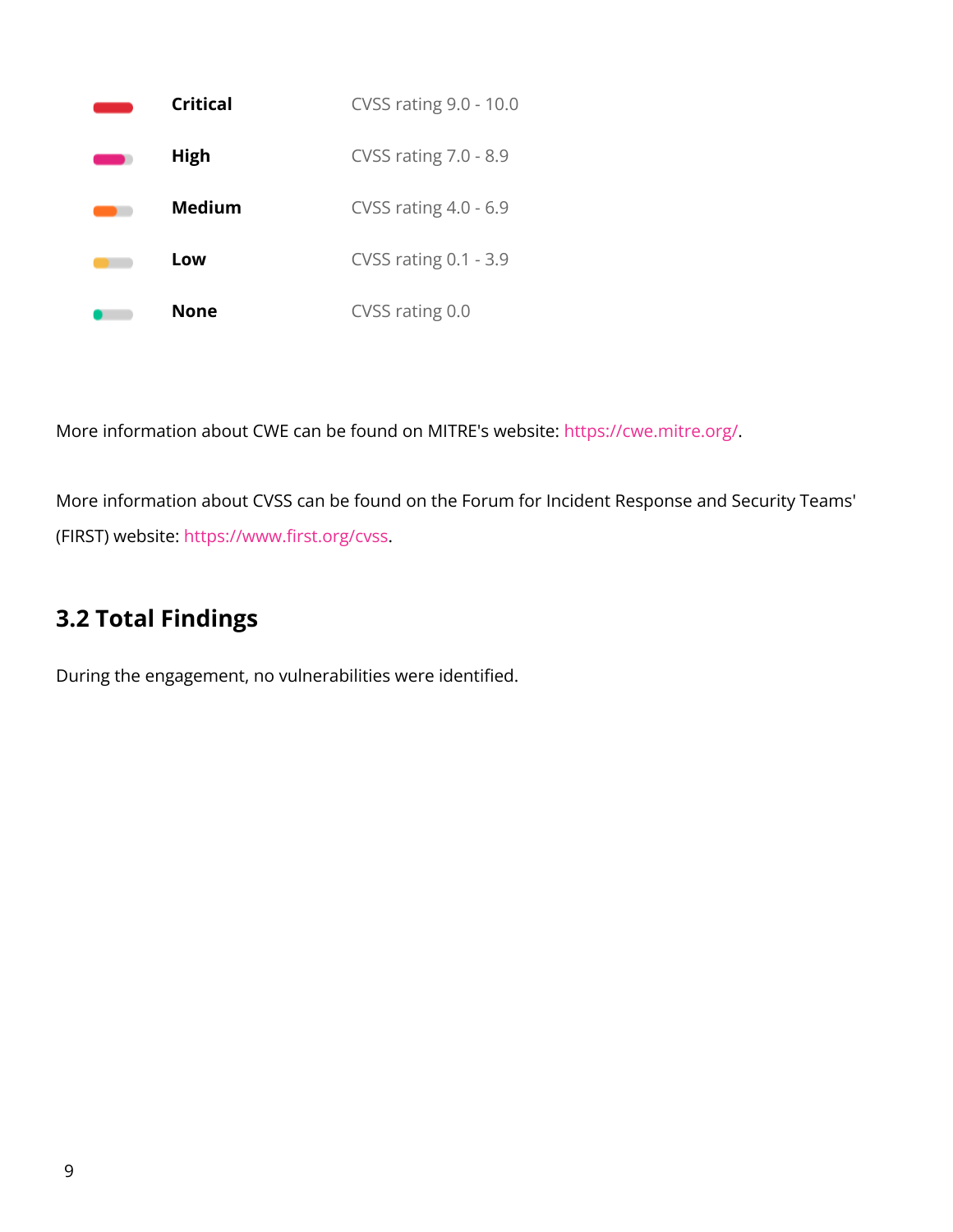| | | |
|---|---|---|
| | **Critical** | CVSS rating 9.0 - 10.0 |
| | **High** | CVSS rating 7.0 - 8.9 |
| | **Medium** | CVSS rating 4.0 - 6.9 |
| | **Low** | CVSS rating 0.1 - 3.9 |
| | **None** | CVSS rating 0.0 |

More information about CWE can be found on MITRE's website: https://cwe.mitre.org/.

More information about CVSS can be found on the Forum for Incident Response and Security Teams' (FIRST) website: https://www.first.org/cvss.

## 3.2 Total Findings

During the engagement, no vulnerabilities were identified.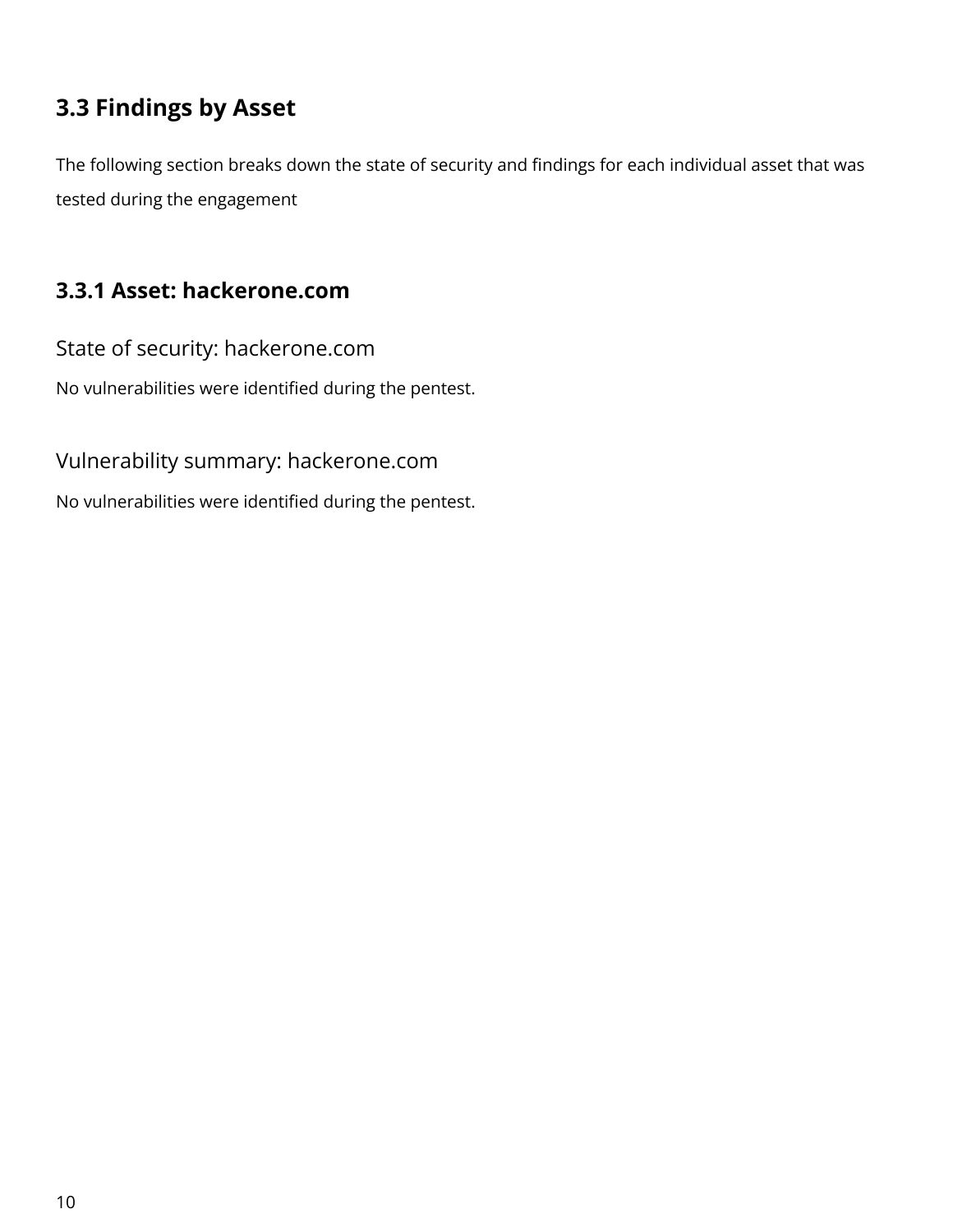## 3.3 Findings by Asset

The following section breaks down the state of security and findings for each individual asset that was tested during the engagement

### 3.3.1 Asset: hackerone.com

State of security: hackerone.com

No vulnerabilities were identified during the pentest.

Vulnerability summary: hackerone.com

No vulnerabilities were identified during the pentest.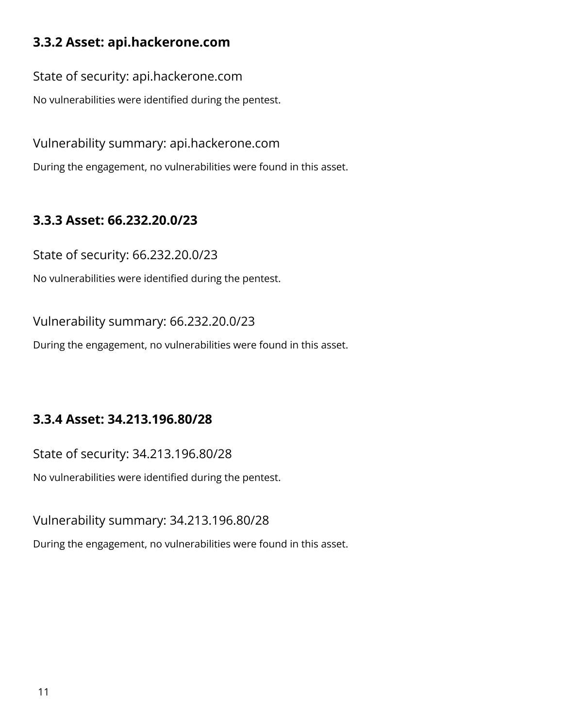### 3.3.2 Asset: api.hackerone.com

#### State of security: api.hackerone.com

No vulnerabilities were identified during the pentest.

#### Vulnerability summary: api.hackerone.com

During the engagement, no vulnerabilities were found in this asset.

### 3.3.3 Asset: 66.232.20.0/23

#### State of security: 66.232.20.0/23

No vulnerabilities were identified during the pentest.

#### Vulnerability summary: 66.232.20.0/23

During the engagement, no vulnerabilities were found in this asset.

### 3.3.4 Asset: 34.213.196.80/28

#### State of security: 34.213.196.80/28

No vulnerabilities were identified during the pentest.

#### Vulnerability summary: 34.213.196.80/28

During the engagement, no vulnerabilities were found in this asset.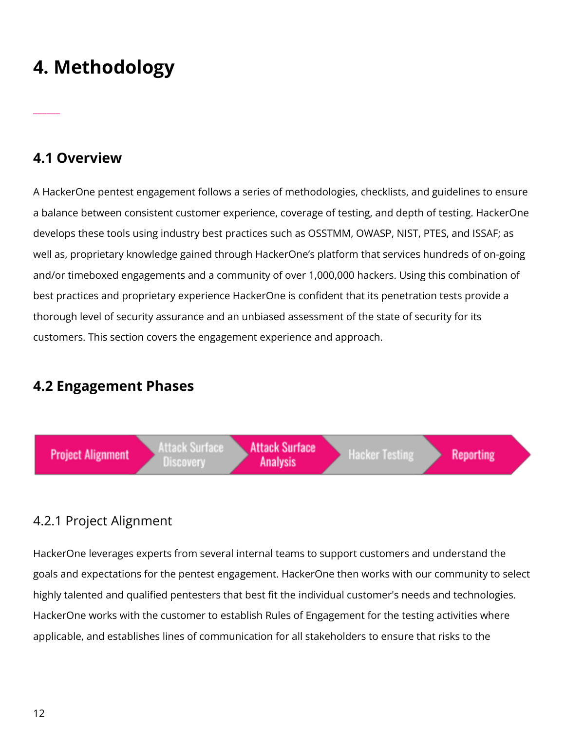# 4. Methodology

## 4.1 Overview

A HackerOne pentest engagement follows a series of methodologies, checklists, and guidelines to ensure a balance between consistent customer experience, coverage of testing, and depth of testing. HackerOne develops these tools using industry best practices such as OSSTMM, OWASP, NIST, PTES, and ISSAF; as well as, proprietary knowledge gained through HackerOne's platform that services hundreds of on-going and/or timeboxed engagements and a community of over 1,000,000 hackers. Using this combination of best practices and proprietary experience HackerOne is confident that its penetration tests provide a thorough level of security assurance and an unbiased assessment of the state of security for its customers. This section covers the engagement experience and approach.

## 4.2 Engagement Phases

Project Alignment → Attack Surface Discovery → Attack Surface Analysis → Hacker Testing → Reporting

### 4.2.1 Project Alignment

HackerOne leverages experts from several internal teams to support customers and understand the goals and expectations for the pentest engagement. HackerOne then works with our community to select highly talented and qualified pentesters that best fit the individual customer's needs and technologies. HackerOne works with the customer to establish Rules of Engagement for the testing activities where applicable, and establishes lines of communication for all stakeholders to ensure that risks to the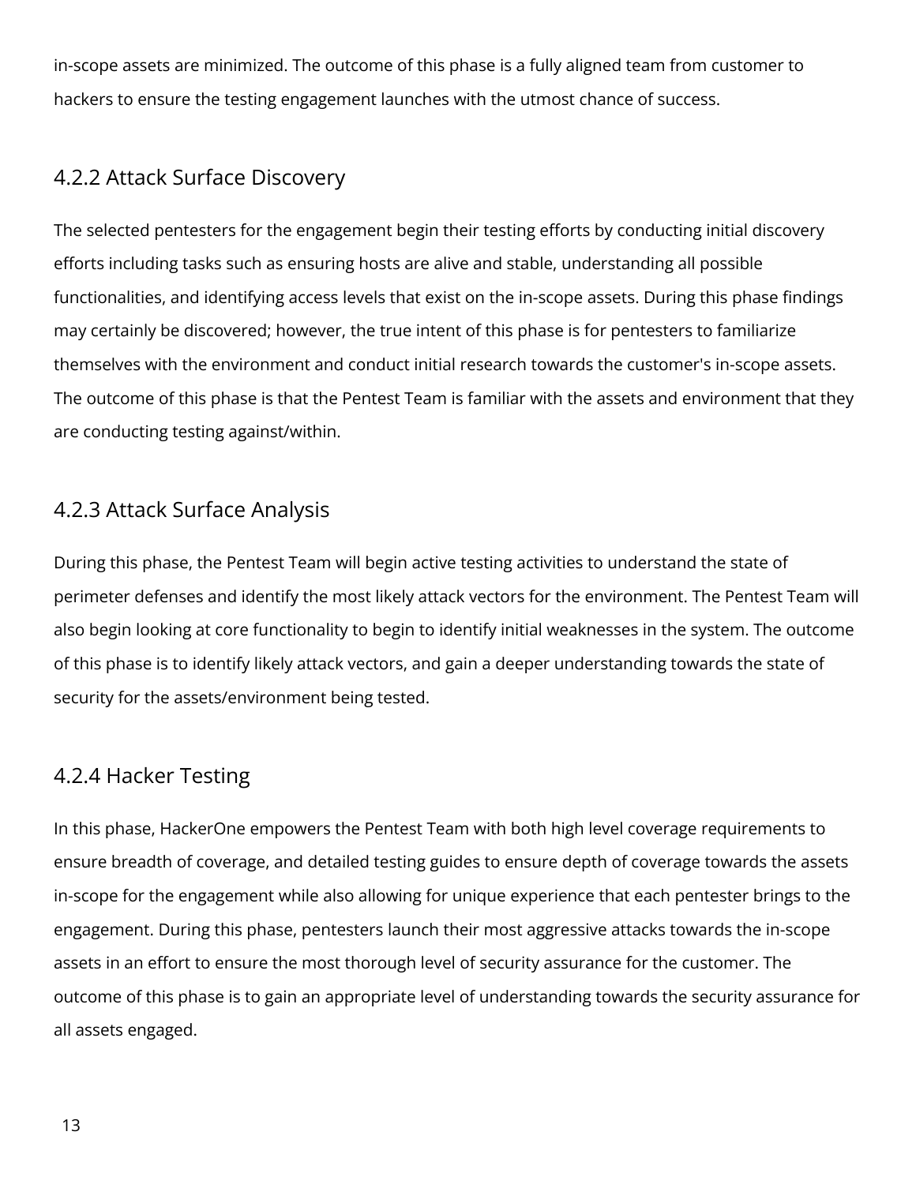in-scope assets are minimized. The outcome of this phase is a fully aligned team from customer to hackers to ensure the testing engagement launches with the utmost chance of success.

### 4.2.2 Attack Surface Discovery

The selected pentesters for the engagement begin their testing efforts by conducting initial discovery efforts including tasks such as ensuring hosts are alive and stable, understanding all possible functionalities, and identifying access levels that exist on the in-scope assets. During this phase findings may certainly be discovered; however, the true intent of this phase is for pentesters to familiarize themselves with the environment and conduct initial research towards the customer's in-scope assets. The outcome of this phase is that the Pentest Team is familiar with the assets and environment that they are conducting testing against/within.

### 4.2.3 Attack Surface Analysis

During this phase, the Pentest Team will begin active testing activities to understand the state of perimeter defenses and identify the most likely attack vectors for the environment. The Pentest Team will also begin looking at core functionality to begin to identify initial weaknesses in the system. The outcome of this phase is to identify likely attack vectors, and gain a deeper understanding towards the state of security for the assets/environment being tested.

### 4.2.4 Hacker Testing

In this phase, HackerOne empowers the Pentest Team with both high level coverage requirements to ensure breadth of coverage, and detailed testing guides to ensure depth of coverage towards the assets in-scope for the engagement while also allowing for unique experience that each pentester brings to the engagement. During this phase, pentesters launch their most aggressive attacks towards the in-scope assets in an effort to ensure the most thorough level of security assurance for the customer. The outcome of this phase is to gain an appropriate level of understanding towards the security assurance for all assets engaged.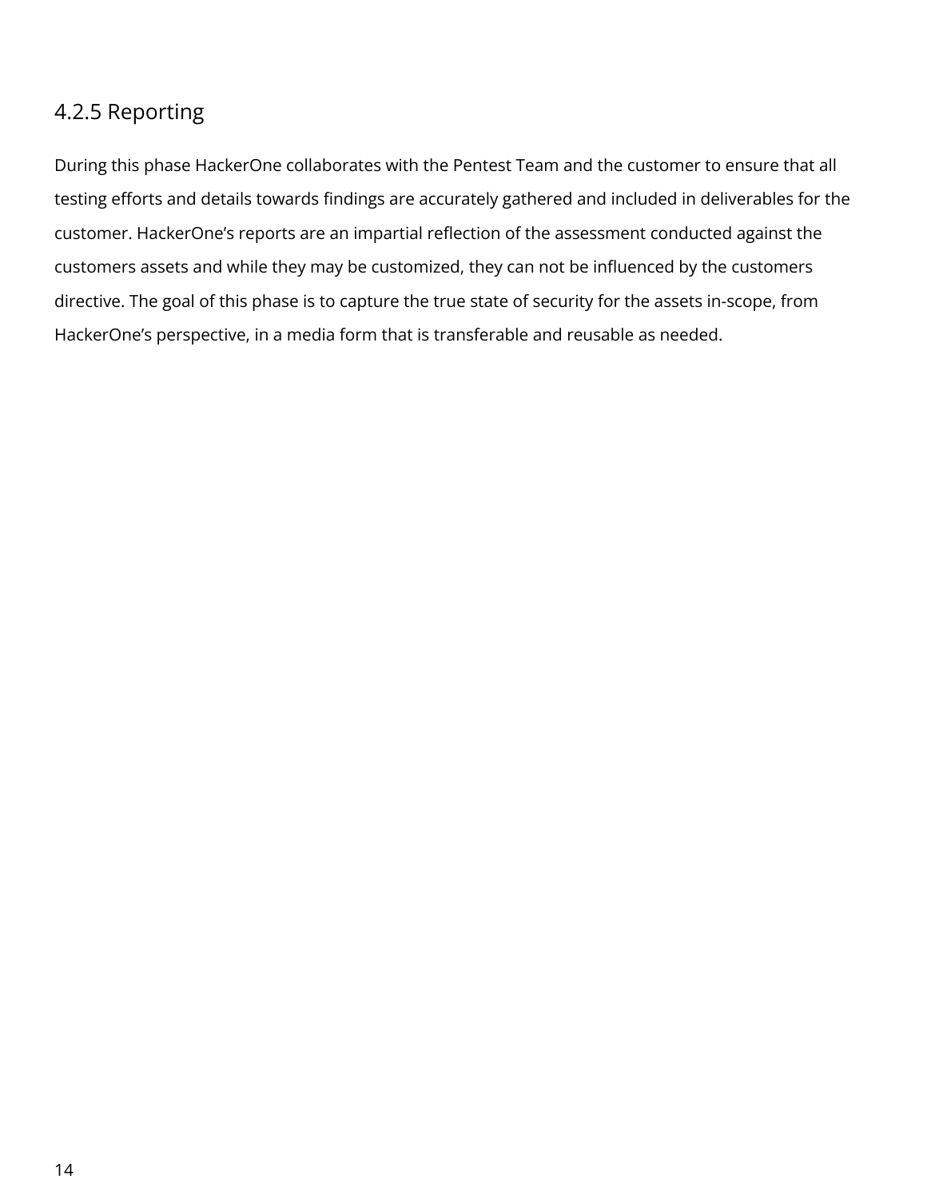### 4.2.5 Reporting

During this phase HackerOne collaborates with the Pentest Team and the customer to ensure that all testing efforts and details towards findings are accurately gathered and included in deliverables for the customer. HackerOne's reports are an impartial reflection of the assessment conducted against the customers assets and while they may be customized, they can not be influenced by the customers directive. The goal of this phase is to capture the true state of security for the assets in-scope, from HackerOne's perspective, in a media form that is transferable and reusable as needed.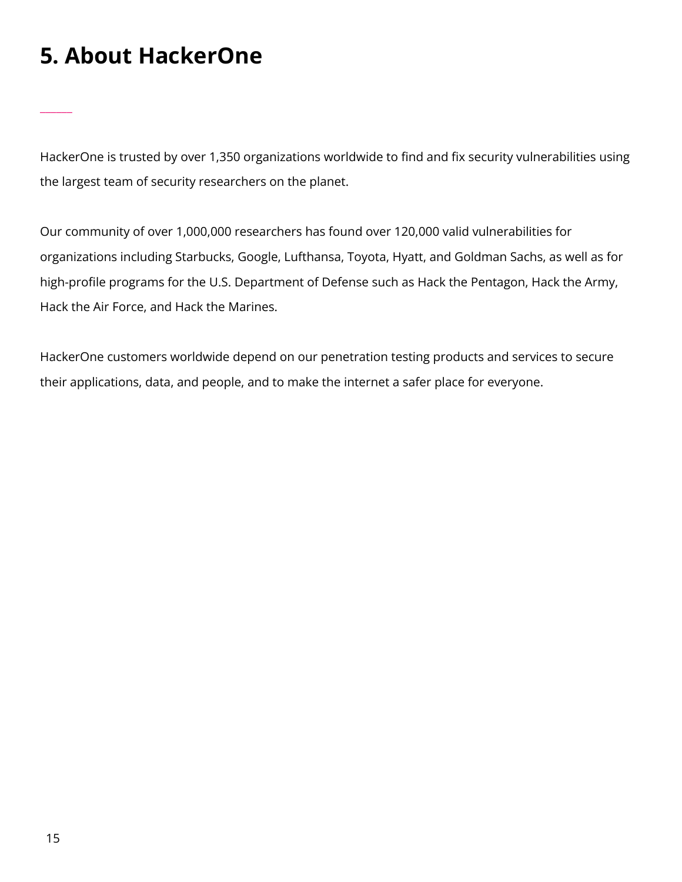# 5. About HackerOne

HackerOne is trusted by over 1,350 organizations worldwide to find and fix security vulnerabilities using the largest team of security researchers on the planet.

Our community of over 1,000,000 researchers has found over 120,000 valid vulnerabilities for organizations including Starbucks, Google, Lufthansa, Toyota, Hyatt, and Goldman Sachs, as well as for high-profile programs for the U.S. Department of Defense such as Hack the Pentagon, Hack the Army, Hack the Air Force, and Hack the Marines.

HackerOne customers worldwide depend on our penetration testing products and services to secure their applications, data, and people, and to make the internet a safer place for everyone.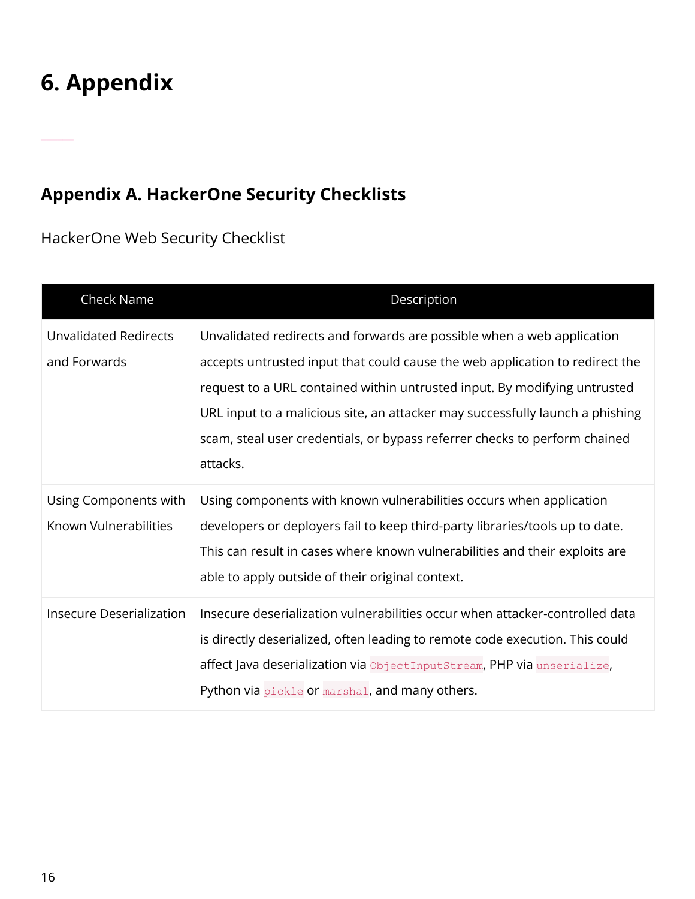# 6. Appendix

## Appendix A. HackerOne Security Checklists

HackerOne Web Security Checklist

| Check Name | Description |
|---|---|
| Unvalidated Redirects and Forwards | Unvalidated redirects and forwards are possible when a web application accepts untrusted input that could cause the web application to redirect the request to a URL contained within untrusted input. By modifying untrusted URL input to a malicious site, an attacker may successfully launch a phishing scam, steal user credentials, or bypass referrer checks to perform chained attacks. |
| Using Components with Known Vulnerabilities | Using components with known vulnerabilities occurs when application developers or deployers fail to keep third-party libraries/tools up to date. This can result in cases where known vulnerabilities and their exploits are able to apply outside of their original context. |
| Insecure Deserialization | Insecure deserialization vulnerabilities occur when attacker-controlled data is directly deserialized, often leading to remote code execution. This could affect Java deserialization via `ObjectInputStream`, PHP via `unserialize`, Python via `pickle` or `marshal`, and many others. |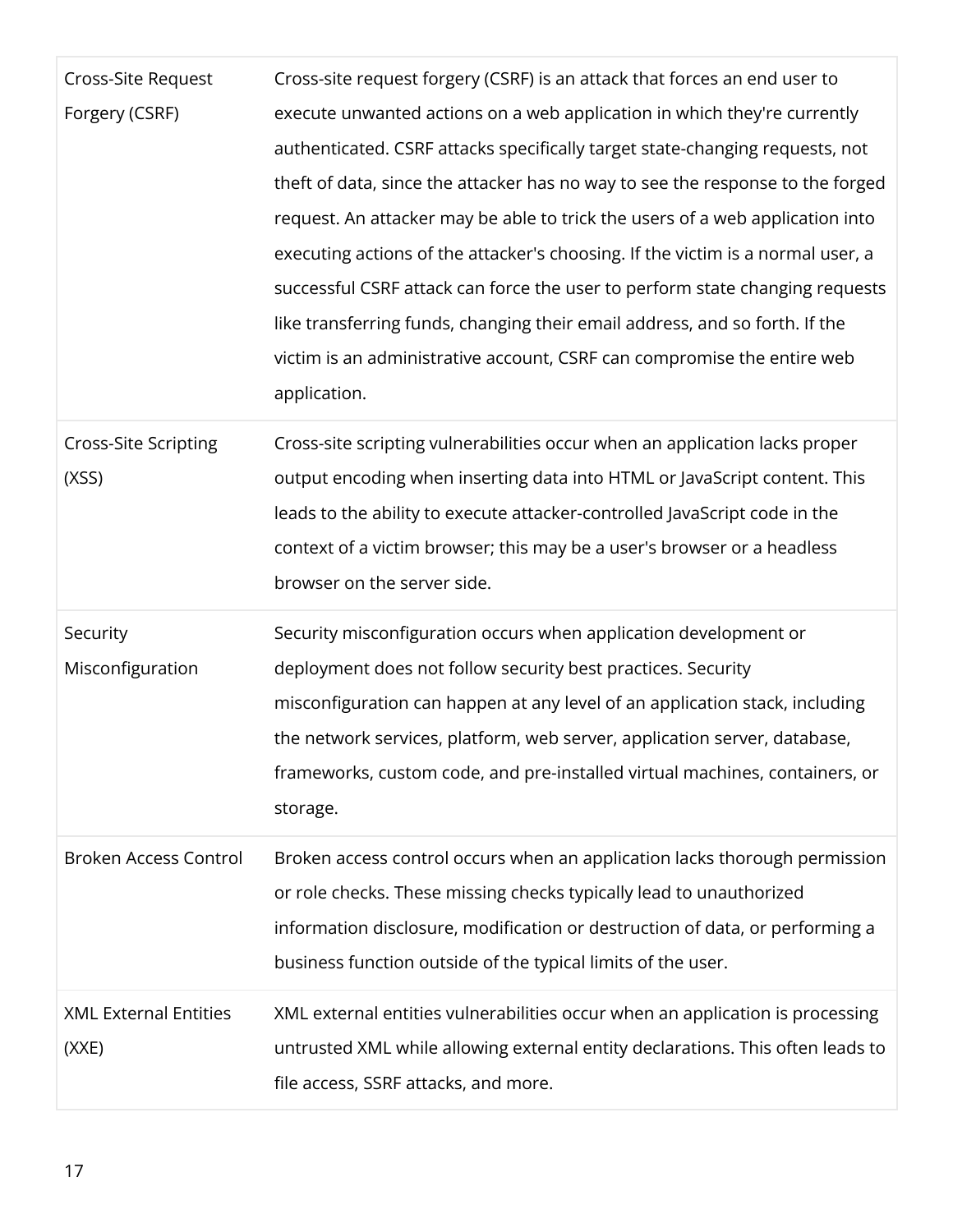| | |
|---|---|
| Cross-Site Request Forgery (CSRF) | Cross-site request forgery (CSRF) is an attack that forces an end user to execute unwanted actions on a web application in which they're currently authenticated. CSRF attacks specifically target state-changing requests, not theft of data, since the attacker has no way to see the response to the forged request. An attacker may be able to trick the users of a web application into executing actions of the attacker's choosing. If the victim is a normal user, a successful CSRF attack can force the user to perform state changing requests like transferring funds, changing their email address, and so forth. If the victim is an administrative account, CSRF can compromise the entire web application. |
| Cross-Site Scripting (XSS) | Cross-site scripting vulnerabilities occur when an application lacks proper output encoding when inserting data into HTML or JavaScript content. This leads to the ability to execute attacker-controlled JavaScript code in the context of a victim browser; this may be a user's browser or a headless browser on the server side. |
| Security Misconfiguration | Security misconfiguration occurs when application development or deployment does not follow security best practices. Security misconfiguration can happen at any level of an application stack, including the network services, platform, web server, application server, database, frameworks, custom code, and pre-installed virtual machines, containers, or storage. |
| Broken Access Control | Broken access control occurs when an application lacks thorough permission or role checks. These missing checks typically lead to unauthorized information disclosure, modification or destruction of data, or performing a business function outside of the typical limits of the user. |
| XML External Entities (XXE) | XML external entities vulnerabilities occur when an application is processing untrusted XML while allowing external entity declarations. This often leads to file access, SSRF attacks, and more. |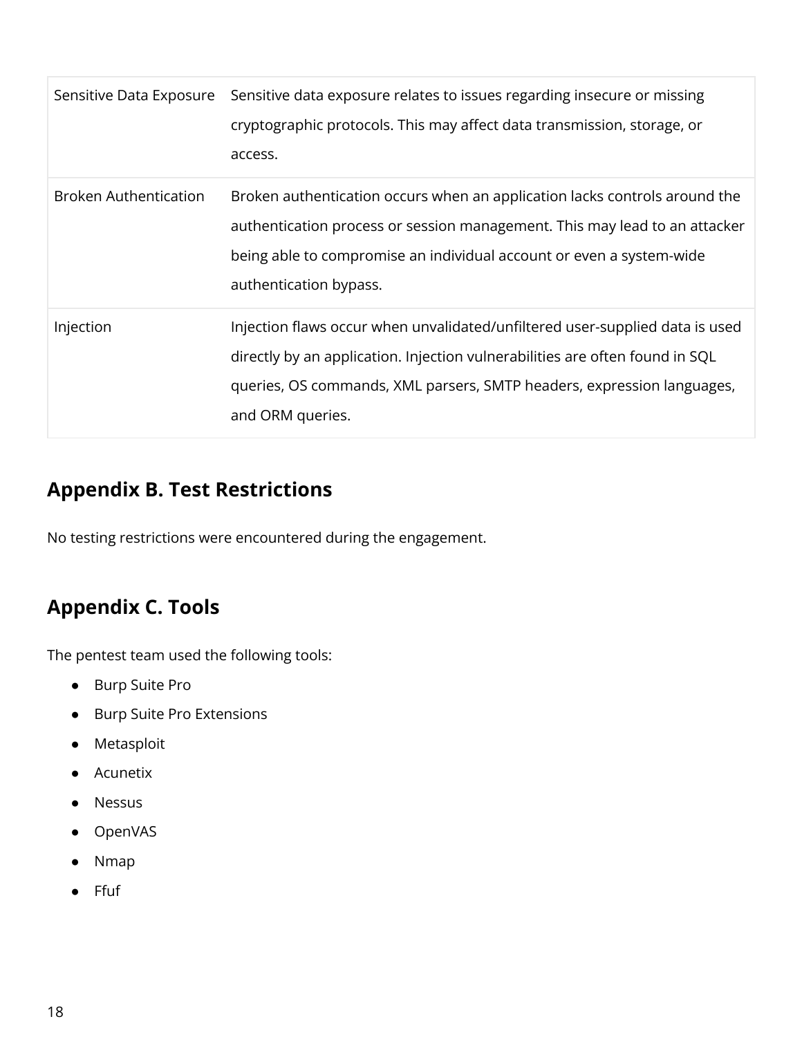| | |
|---|---|
| Sensitive Data Exposure | Sensitive data exposure relates to issues regarding insecure or missing cryptographic protocols. This may affect data transmission, storage, or access. |
| Broken Authentication | Broken authentication occurs when an application lacks controls around the authentication process or session management. This may lead to an attacker being able to compromise an individual account or even a system-wide authentication bypass. |
| Injection | Injection flaws occur when unvalidated/unfiltered user-supplied data is used directly by an application. Injection vulnerabilities are often found in SQL queries, OS commands, XML parsers, SMTP headers, expression languages, and ORM queries. |

## Appendix B. Test Restrictions

No testing restrictions were encountered during the engagement.

## Appendix C. Tools

The pentest team used the following tools:

- Burp Suite Pro
- Burp Suite Pro Extensions
- Metasploit
- Acunetix
- Nessus
- OpenVAS
- Nmap
- Ffuf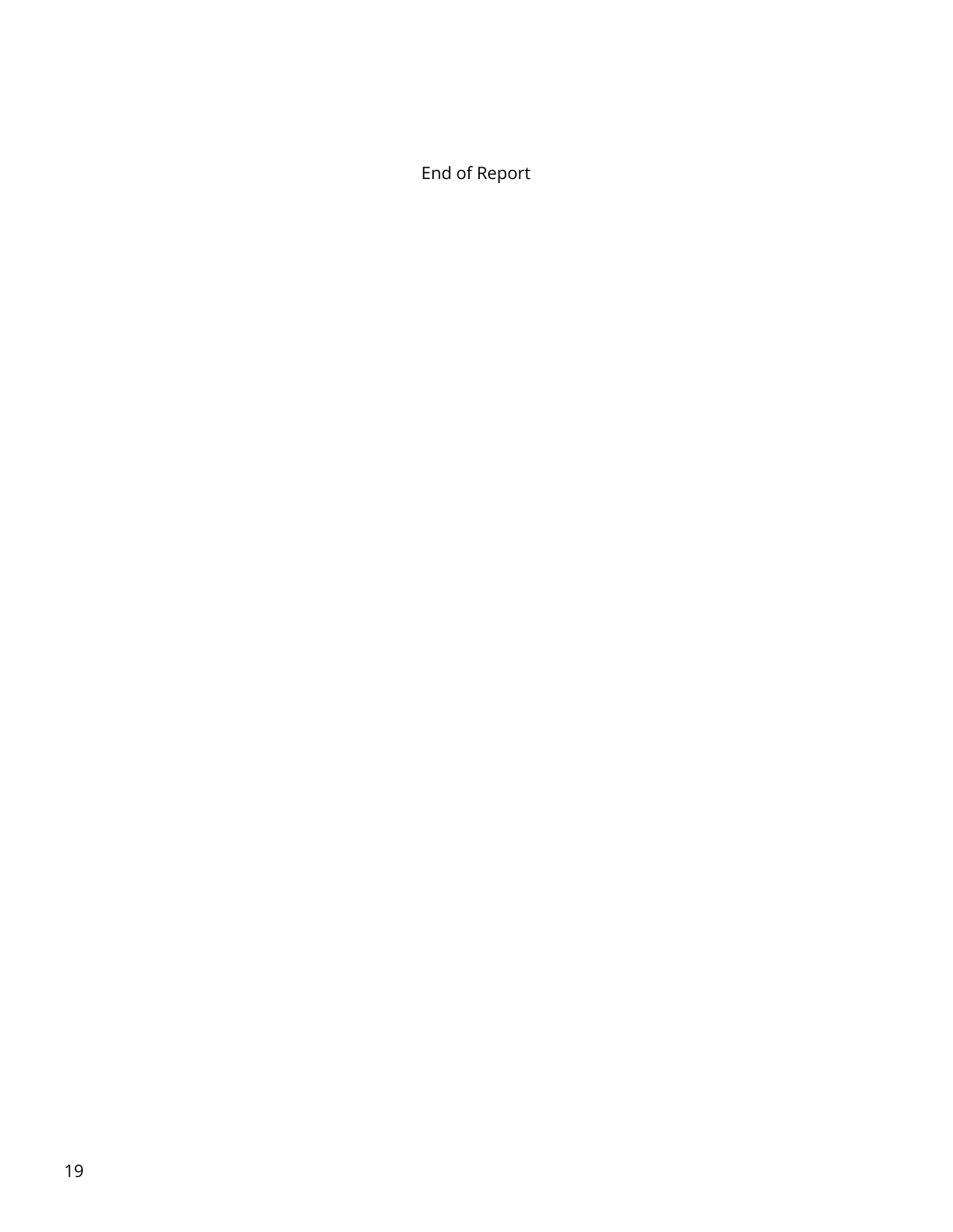End of Report